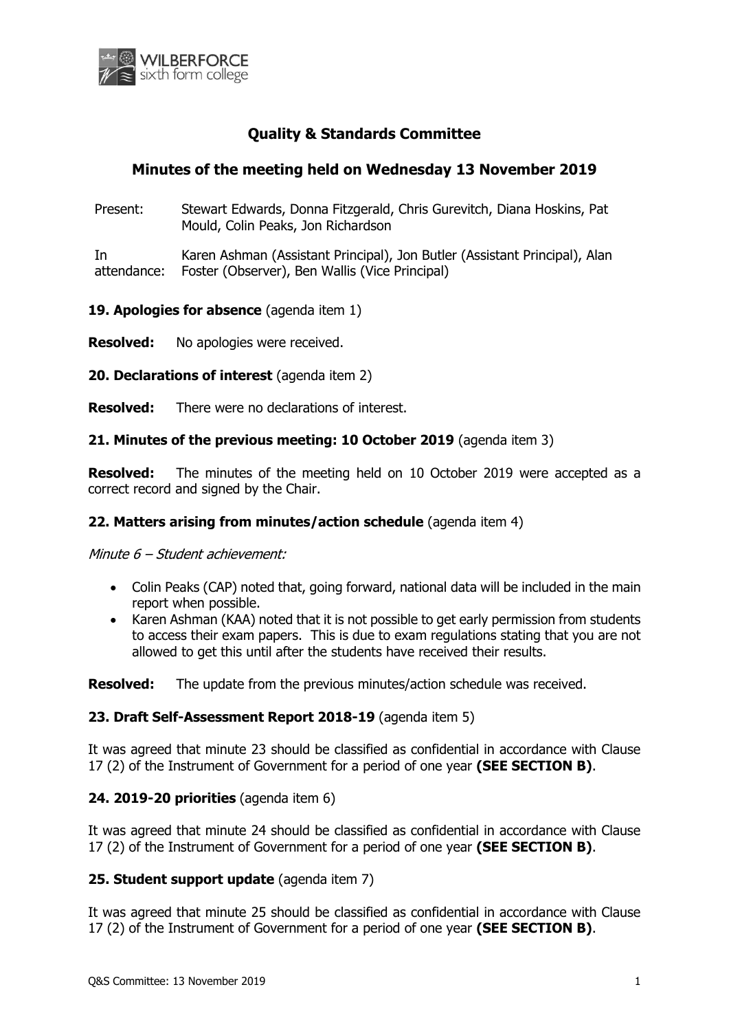# Quality & Standards Committee

## Minutes of the meeting held on Wednesday 13 November 2019

| | |
|---|---|
| Present: | Stewart Edwards, Donna Fitzgerald, Chris Gurevitch, Diana Hoskins, Pat Mould, Colin Peaks, Jon Richardson |
| In attendance: | Karen Ashman (Assistant Principal), Jon Butler (Assistant Principal), Alan Foster (Observer), Ben Wallis (Vice Principal) |

**19. Apologies for absence** (agenda item 1)

**Resolved:** No apologies were received.

**20. Declarations of interest** (agenda item 2)

**Resolved:** There were no declarations of interest.

**21. Minutes of the previous meeting: 10 October 2019** (agenda item 3)

**Resolved:** The minutes of the meeting held on 10 October 2019 were accepted as a correct record and signed by the Chair.

**22. Matters arising from minutes/action schedule** (agenda item 4)

*Minute 6 – Student achievement:*

- Colin Peaks (CAP) noted that, going forward, national data will be included in the main report when possible.
- Karen Ashman (KAA) noted that it is not possible to get early permission from students to access their exam papers. This is due to exam regulations stating that you are not allowed to get this until after the students have received their results.

**Resolved:** The update from the previous minutes/action schedule was received.

**23. Draft Self-Assessment Report 2018-19** (agenda item 5)

It was agreed that minute 23 should be classified as confidential in accordance with Clause 17 (2) of the Instrument of Government for a period of one year **(SEE SECTION B)**.

**24. 2019-20 priorities** (agenda item 6)

It was agreed that minute 24 should be classified as confidential in accordance with Clause 17 (2) of the Instrument of Government for a period of one year **(SEE SECTION B)**.

**25. Student support update** (agenda item 7)

It was agreed that minute 25 should be classified as confidential in accordance with Clause 17 (2) of the Instrument of Government for a period of one year **(SEE SECTION B)**.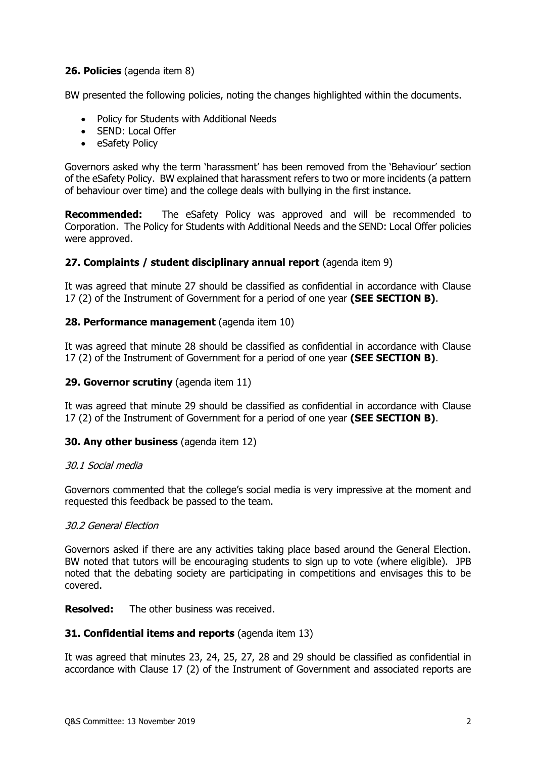## 26. Policies (agenda item 8)

BW presented the following policies, noting the changes highlighted within the documents.

- Policy for Students with Additional Needs
- SEND: Local Offer
- eSafety Policy

Governors asked why the term 'harassment' has been removed from the 'Behaviour' section of the eSafety Policy. BW explained that harassment refers to two or more incidents (a pattern of behaviour over time) and the college deals with bullying in the first instance.

**Recommended:** The eSafety Policy was approved and will be recommended to Corporation. The Policy for Students with Additional Needs and the SEND: Local Offer policies were approved.

## 27. Complaints / student disciplinary annual report (agenda item 9)

It was agreed that minute 27 should be classified as confidential in accordance with Clause 17 (2) of the Instrument of Government for a period of one year **(SEE SECTION B)**.

## 28. Performance management (agenda item 10)

It was agreed that minute 28 should be classified as confidential in accordance with Clause 17 (2) of the Instrument of Government for a period of one year **(SEE SECTION B)**.

## 29. Governor scrutiny (agenda item 11)

It was agreed that minute 29 should be classified as confidential in accordance with Clause 17 (2) of the Instrument of Government for a period of one year **(SEE SECTION B)**.

## 30. Any other business (agenda item 12)

### *30.1 Social media*

Governors commented that the college's social media is very impressive at the moment and requested this feedback be passed to the team.

### *30.2 General Election*

Governors asked if there are any activities taking place based around the General Election. BW noted that tutors will be encouraging students to sign up to vote (where eligible). JPB noted that the debating society are participating in competitions and envisages this to be covered.

**Resolved:** The other business was received.

## 31. Confidential items and reports (agenda item 13)

It was agreed that minutes 23, 24, 25, 27, 28 and 29 should be classified as confidential in accordance with Clause 17 (2) of the Instrument of Government and associated reports are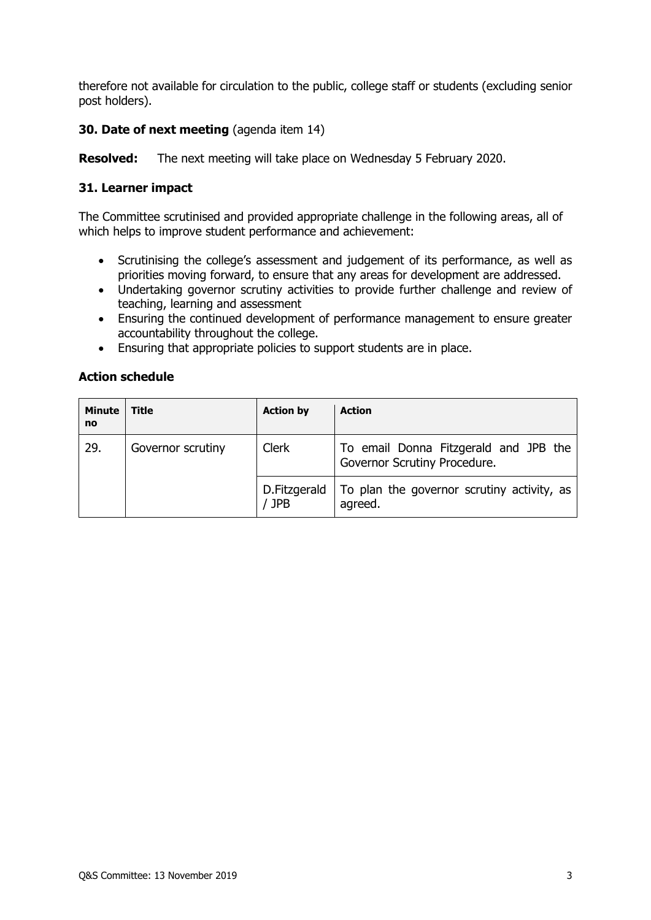therefore not available for circulation to the public, college staff or students (excluding senior post holders).

**30. Date of next meeting** (agenda item 14)

**Resolved:** The next meeting will take place on Wednesday 5 February 2020.

**31. Learner impact**

The Committee scrutinised and provided appropriate challenge in the following areas, all of which helps to improve student performance and achievement:

- Scrutinising the college's assessment and judgement of its performance, as well as priorities moving forward, to ensure that any areas for development are addressed.
- Undertaking governor scrutiny activities to provide further challenge and review of teaching, learning and assessment
- Ensuring the continued development of performance management to ensure greater accountability throughout the college.
- Ensuring that appropriate policies to support students are in place.

**Action schedule**

| Minute no | Title | Action by | Action |
| --- | --- | --- | --- |
| 29. | Governor scrutiny | Clerk | To email Donna Fitzgerald and JPB the Governor Scrutiny Procedure. |
| | | D.Fitzgerald / JPB | To plan the governor scrutiny activity, as agreed. |